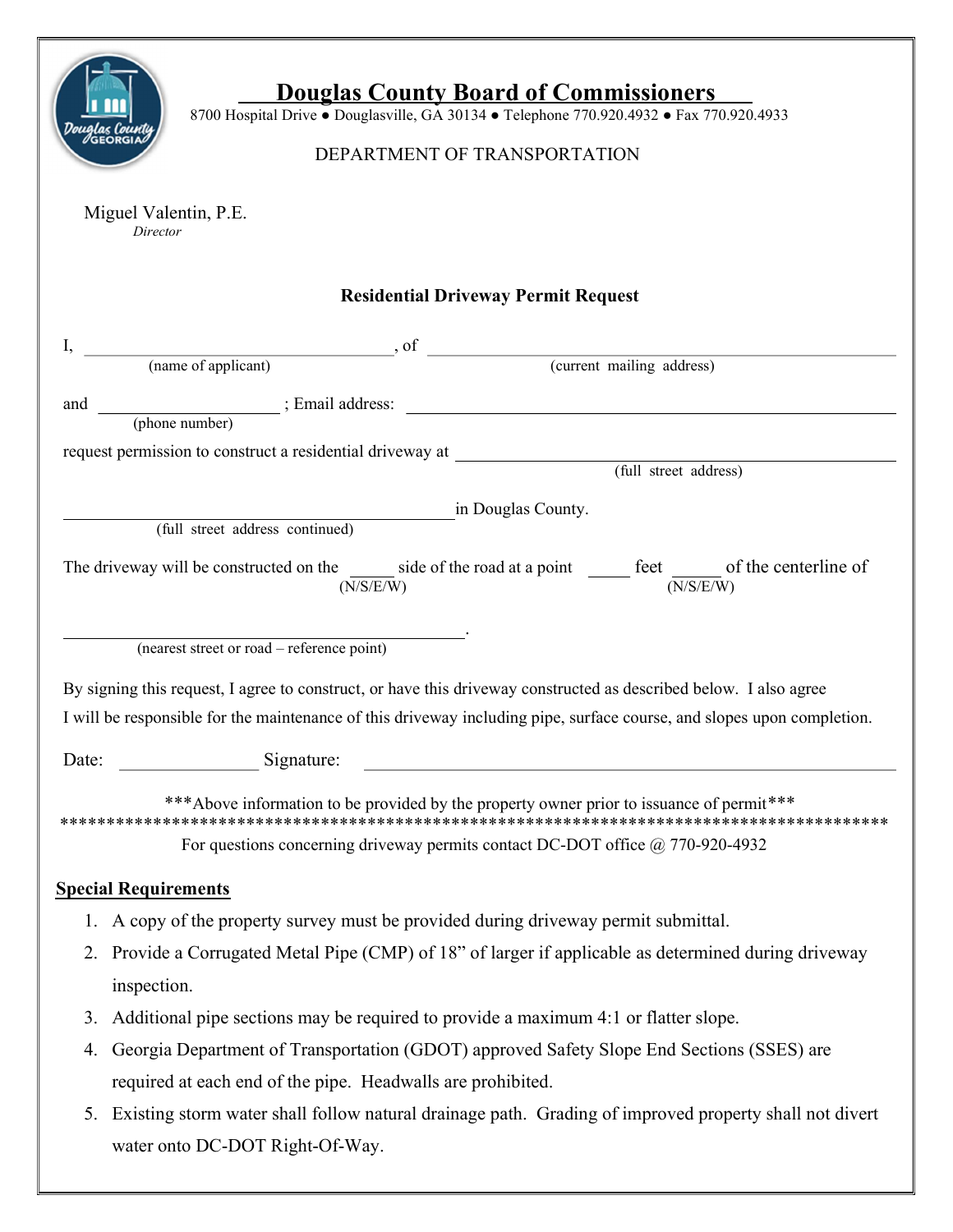# Douglas County Board of Commissioners

8700 Hospital Drive ● Douglasville, GA 30134 ● Telephone 770.920.4932 ● Fax 770.920.4933

DEPARTMENT OF TRANSPORTATION

Miguel Valentin, P.E.
*Director*

## Residential Driveway Permit Request

I, ______________________________ (name of applicant), of ______________________________ (current mailing address)

and ____________________ (phone number); Email address: ______________________________

request permission to construct a residential driveway at ______________________________ (full street address)

______________________________ (full street address continued) in Douglas County.

The driveway will be constructed on the _____ (N/S/E/W) side of the road at a point _____ feet _____ (N/S/E/W) of the centerline of

______________________________ (nearest street or road – reference point).

By signing this request, I agree to construct, or have this driveway constructed as described below. I also agree I will be responsible for the maintenance of this driveway including pipe, surface course, and slopes upon completion.

Date: _______________ Signature: ______________________________

***Above information to be provided by the property owner prior to issuance of permit***

******************************************************************************************

For questions concerning driveway permits contact DC-DOT office @ 770-920-4932

**Special Requirements**

1. A copy of the property survey must be provided during driveway permit submittal.
2. Provide a Corrugated Metal Pipe (CMP) of 18" of larger if applicable as determined during driveway inspection.
3. Additional pipe sections may be required to provide a maximum 4:1 or flatter slope.
4. Georgia Department of Transportation (GDOT) approved Safety Slope End Sections (SSES) are required at each end of the pipe. Headwalls are prohibited.
5. Existing storm water shall follow natural drainage path. Grading of improved property shall not divert water onto DC-DOT Right-Of-Way.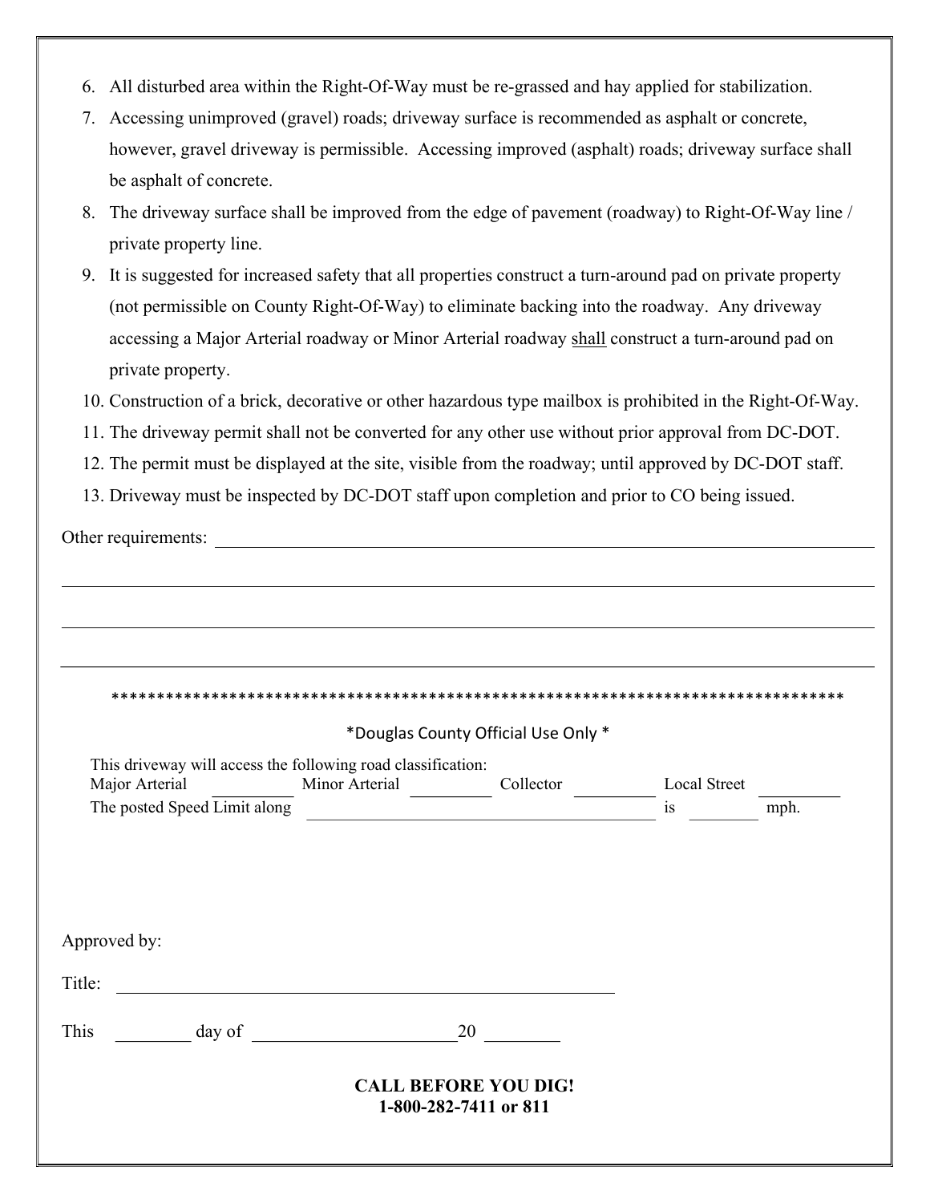6. All disturbed area within the Right-Of-Way must be re-grassed and hay applied for stabilization.
7. Accessing unimproved (gravel) roads; driveway surface is recommended as asphalt or concrete, however, gravel driveway is permissible. Accessing improved (asphalt) roads; driveway surface shall be asphalt of concrete.
8. The driveway surface shall be improved from the edge of pavement (roadway) to Right-Of-Way line / private property line.
9. It is suggested for increased safety that all properties construct a turn-around pad on private property (not permissible on County Right-Of-Way) to eliminate backing into the roadway. Any driveway accessing a Major Arterial roadway or Minor Arterial roadway <u>shall</u> construct a turn-around pad on private property.
10. Construction of a brick, decorative or other hazardous type mailbox is prohibited in the Right-Of-Way.
11. The driveway permit shall not be converted for any other use without prior approval from DC-DOT.
12. The permit must be displayed at the site, visible from the roadway; until approved by DC-DOT staff.
13. Driveway must be inspected by DC-DOT staff upon completion and prior to CO being issued.

Other requirements: ______________________________________________________________

______________________________________________________________

______________________________________________________________

______________________________________________________________

*********************************************************************************

*Douglas County Official Use Only *

This driveway will access the following road classification:
Major Arterial ________ Minor Arterial ________ Collector ________ Local Street ________
The posted Speed Limit along ______________________________ is ________ mph.

Approved by:

Title: ______________________________________________

This ________ day of ____________________ 20 ________

**CALL BEFORE YOU DIG!**
**1-800-282-7411 or 811**